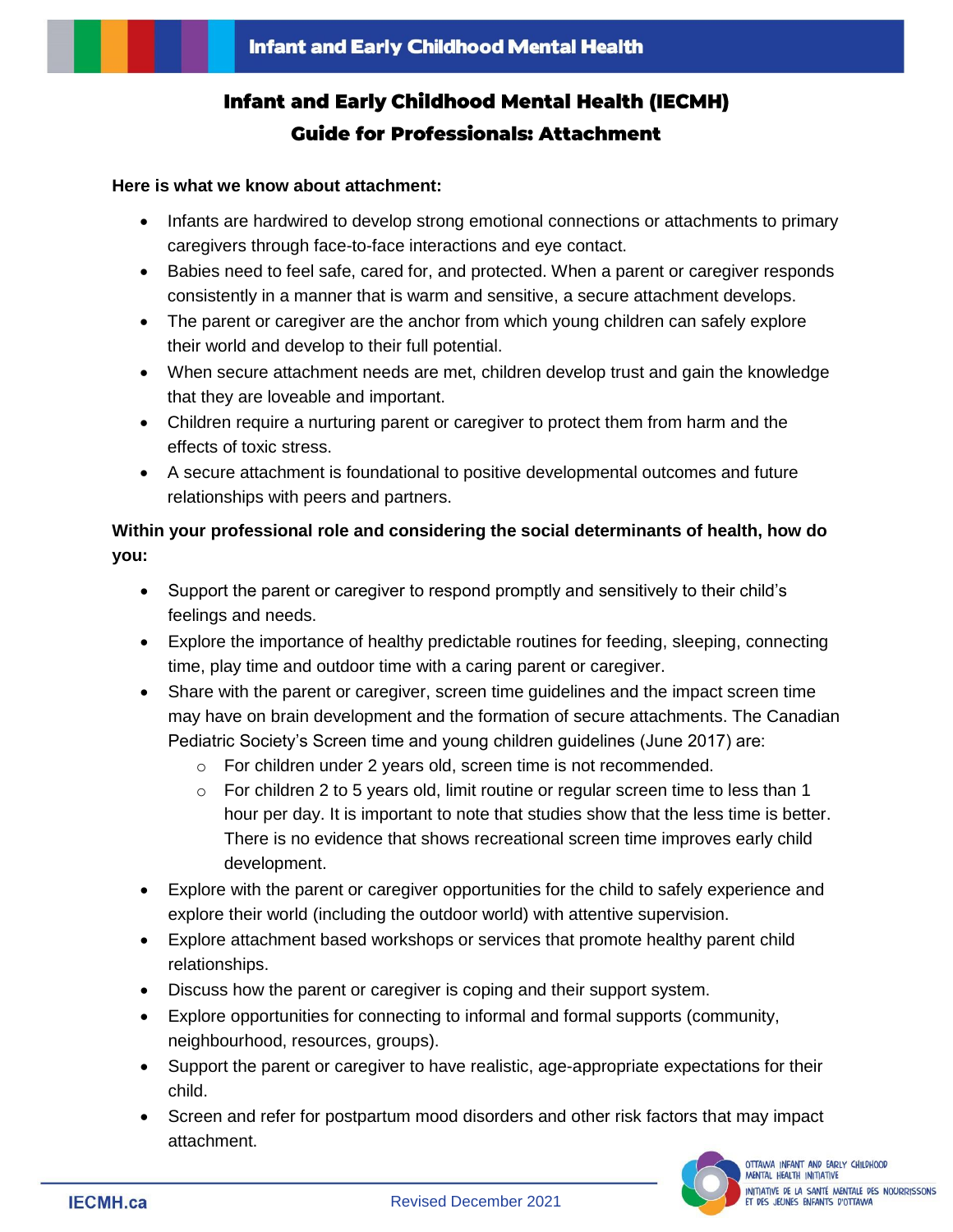# Infant and Early Childhood Mental Health (IECMH) Guide for Professionals: Attachment

**Here is what we know about attachment:**

- Infants are hardwired to develop strong emotional connections or attachments to primary caregivers through face-to-face interactions and eye contact.
- Babies need to feel safe, cared for, and protected. When a parent or caregiver responds consistently in a manner that is warm and sensitive, a secure attachment develops.
- The parent or caregiver are the anchor from which young children can safely explore their world and develop to their full potential.
- When secure attachment needs are met, children develop trust and gain the knowledge that they are loveable and important.
- Children require a nurturing parent or caregiver to protect them from harm and the effects of toxic stress.
- A secure attachment is foundational to positive developmental outcomes and future relationships with peers and partners.

**Within your professional role and considering the social determinants of health, how do you:**

- Support the parent or caregiver to respond promptly and sensitively to their child's feelings and needs.
- Explore the importance of healthy predictable routines for feeding, sleeping, connecting time, play time and outdoor time with a caring parent or caregiver.
- Share with the parent or caregiver, screen time guidelines and the impact screen time may have on brain development and the formation of secure attachments. The Canadian Pediatric Society's Screen time and young children guidelines (June 2017) are:
  - For children under 2 years old, screen time is not recommended.
  - For children 2 to 5 years old, limit routine or regular screen time to less than 1 hour per day. It is important to note that studies show that the less time is better. There is no evidence that shows recreational screen time improves early child development.
- Explore with the parent or caregiver opportunities for the child to safely experience and explore their world (including the outdoor world) with attentive supervision.
- Explore attachment based workshops or services that promote healthy parent child relationships.
- Discuss how the parent or caregiver is coping and their support system.
- Explore opportunities for connecting to informal and formal supports (community, neighbourhood, resources, groups).
- Support the parent or caregiver to have realistic, age-appropriate expectations for their child.
- Screen and refer for postpartum mood disorders and other risk factors that may impact attachment.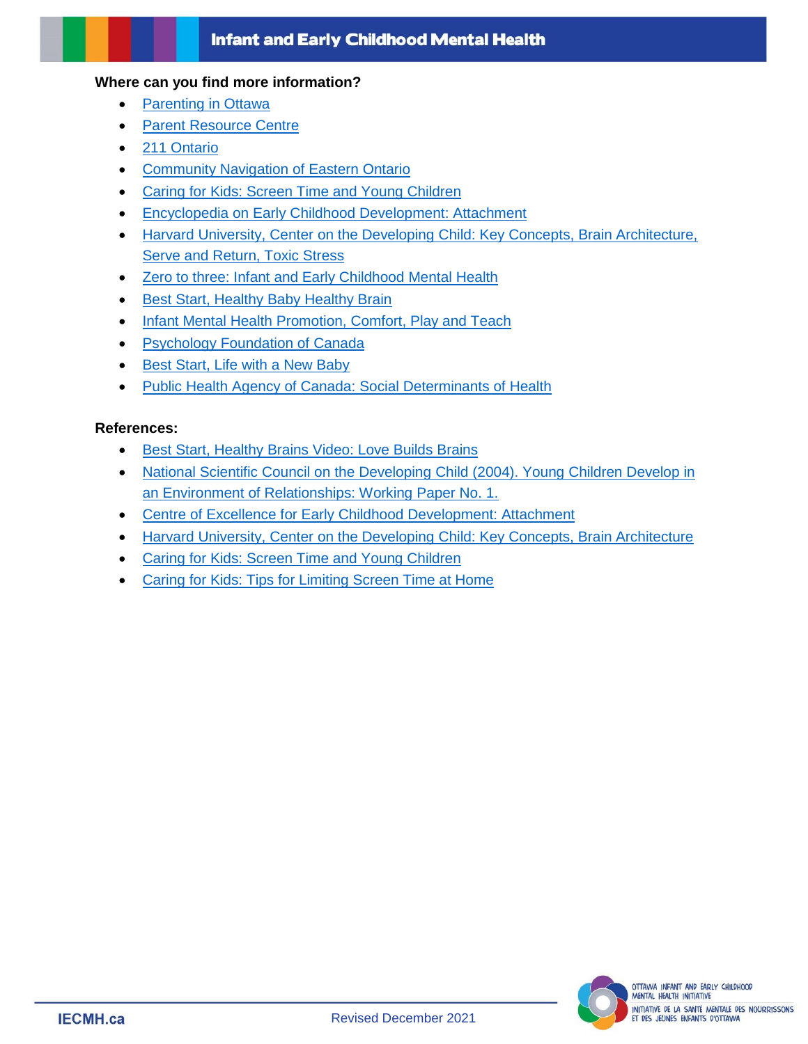**Where can you find more information?**

- Parenting in Ottawa
- Parent Resource Centre
- 211 Ontario
- Community Navigation of Eastern Ontario
- Caring for Kids: Screen Time and Young Children
- Encyclopedia on Early Childhood Development: Attachment
- Harvard University, Center on the Developing Child: Key Concepts, Brain Architecture, Serve and Return, Toxic Stress
- Zero to three: Infant and Early Childhood Mental Health
- Best Start, Healthy Baby Healthy Brain
- Infant Mental Health Promotion, Comfort, Play and Teach
- Psychology Foundation of Canada
- Best Start, Life with a New Baby
- Public Health Agency of Canada: Social Determinants of Health

**References:**

- Best Start, Healthy Brains Video: Love Builds Brains
- National Scientific Council on the Developing Child (2004). Young Children Develop in an Environment of Relationships: Working Paper No. 1.
- Centre of Excellence for Early Childhood Development: Attachment
- Harvard University, Center on the Developing Child: Key Concepts, Brain Architecture
- Caring for Kids: Screen Time and Young Children
- Caring for Kids: Tips for Limiting Screen Time at Home

Revised December 2021